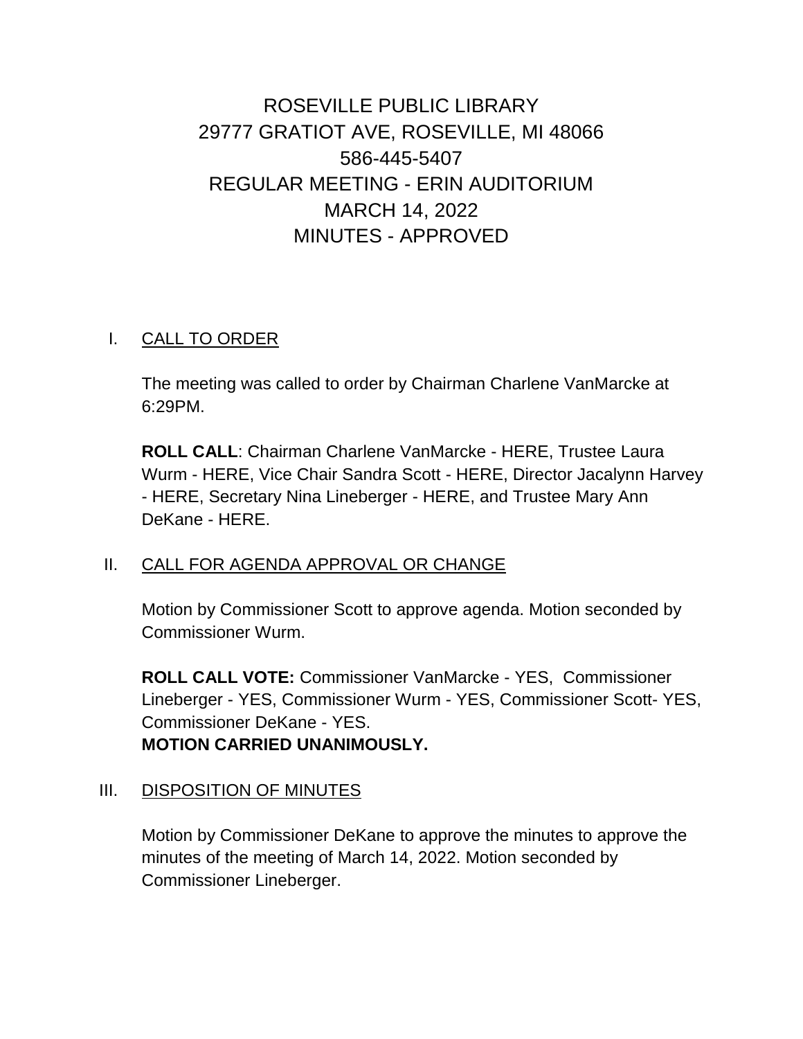# ROSEVILLE PUBLIC LIBRARY
# 29777 GRATIOT AVE, ROSEVILLE, MI 48066
# 586-445-5407
# REGULAR MEETING - ERIN AUDITORIUM
# MARCH 14, 2022
# MINUTES - APPROVED

## I. CALL TO ORDER

The meeting was called to order by Chairman Charlene VanMarcke at 6:29PM.

**ROLL CALL**: Chairman Charlene VanMarcke - HERE, Trustee Laura Wurm - HERE, Vice Chair Sandra Scott - HERE, Director Jacalynn Harvey - HERE, Secretary Nina Lineberger - HERE, and Trustee Mary Ann DeKane - HERE.

## II. CALL FOR AGENDA APPROVAL OR CHANGE

Motion by Commissioner Scott to approve agenda. Motion seconded by Commissioner Wurm.

**ROLL CALL VOTE:** Commissioner VanMarcke - YES, Commissioner Lineberger - YES, Commissioner Wurm - YES, Commissioner Scott- YES, Commissioner DeKane - YES.
**MOTION CARRIED UNANIMOUSLY.**

## III. DISPOSITION OF MINUTES

Motion by Commissioner DeKane to approve the minutes to approve the minutes of the meeting of March 14, 2022. Motion seconded by Commissioner Lineberger.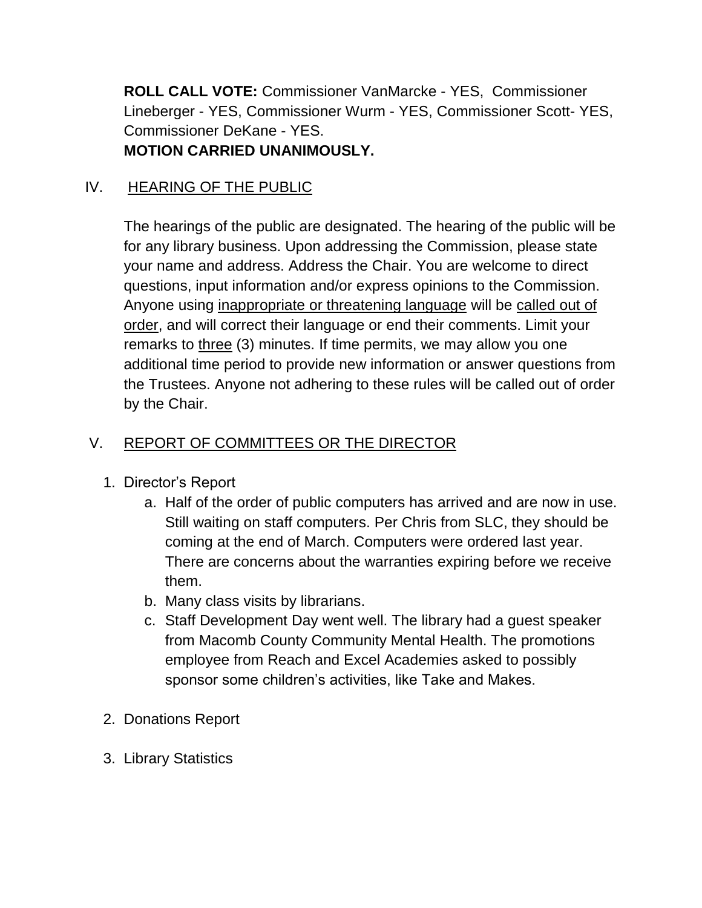**ROLL CALL VOTE:** Commissioner VanMarcke - YES, Commissioner Lineberger - YES, Commissioner Wurm - YES, Commissioner Scott- YES, Commissioner DeKane - YES.
**MOTION CARRIED UNANIMOUSLY.**

## IV. HEARING OF THE PUBLIC

The hearings of the public are designated. The hearing of the public will be for any library business. Upon addressing the Commission, please state your name and address. Address the Chair. You are welcome to direct questions, input information and/or express opinions to the Commission. Anyone using inappropriate or threatening language will be called out of order, and will correct their language or end their comments. Limit your remarks to three (3) minutes. If time permits, we may allow you one additional time period to provide new information or answer questions from the Trustees. Anyone not adhering to these rules will be called out of order by the Chair.

## V. REPORT OF COMMITTEES OR THE DIRECTOR

1. Director's Report
   a. Half of the order of public computers has arrived and are now in use. Still waiting on staff computers. Per Chris from SLC, they should be coming at the end of March. Computers were ordered last year. There are concerns about the warranties expiring before we receive them.
   b. Many class visits by librarians.
   c. Staff Development Day went well. The library had a guest speaker from Macomb County Community Mental Health. The promotions employee from Reach and Excel Academies asked to possibly sponsor some children's activities, like Take and Makes.

2. Donations Report

3. Library Statistics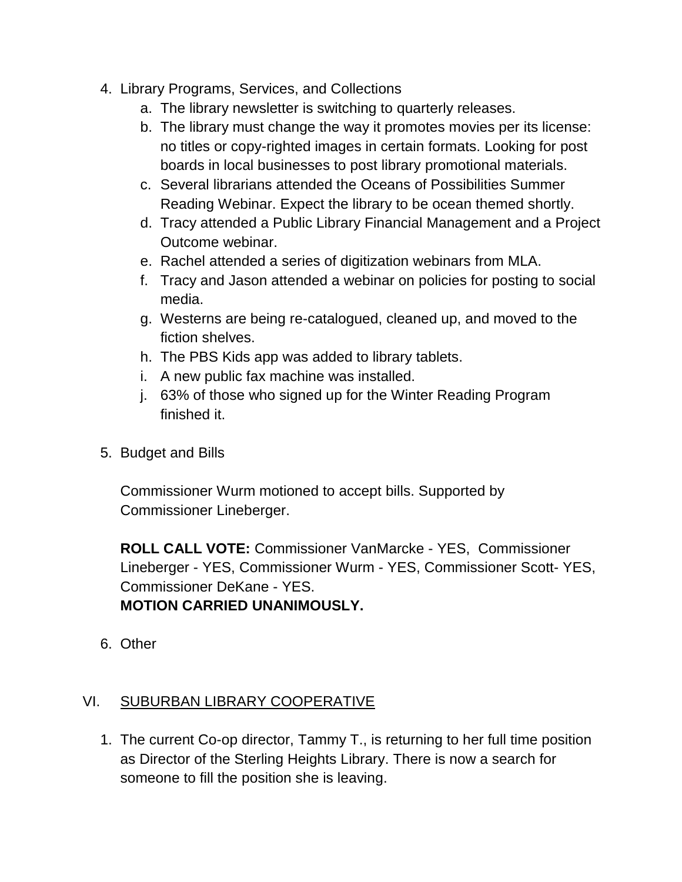4. Library Programs, Services, and Collections
    a. The library newsletter is switching to quarterly releases.
    b. The library must change the way it promotes movies per its license: no titles or copy-righted images in certain formats. Looking for post boards in local businesses to post library promotional materials.
    c. Several librarians attended the Oceans of Possibilities Summer Reading Webinar. Expect the library to be ocean themed shortly.
    d. Tracy attended a Public Library Financial Management and a Project Outcome webinar.
    e. Rachel attended a series of digitization webinars from MLA.
    f. Tracy and Jason attended a webinar on policies for posting to social media.
    g. Westerns are being re-catalogued, cleaned up, and moved to the fiction shelves.
    h. The PBS Kids app was added to library tablets.
    i. A new public fax machine was installed.
    j. 63% of those who signed up for the Winter Reading Program finished it.

5. Budget and Bills

    Commissioner Wurm motioned to accept bills. Supported by Commissioner Lineberger.

    **ROLL CALL VOTE:** Commissioner VanMarcke - YES, Commissioner Lineberger - YES, Commissioner Wurm - YES, Commissioner Scott- YES, Commissioner DeKane - YES.
    **MOTION CARRIED UNANIMOUSLY.**

6. Other

## VI. SUBURBAN LIBRARY COOPERATIVE

1. The current Co-op director, Tammy T., is returning to her full time position as Director of the Sterling Heights Library. There is now a search for someone to fill the position she is leaving.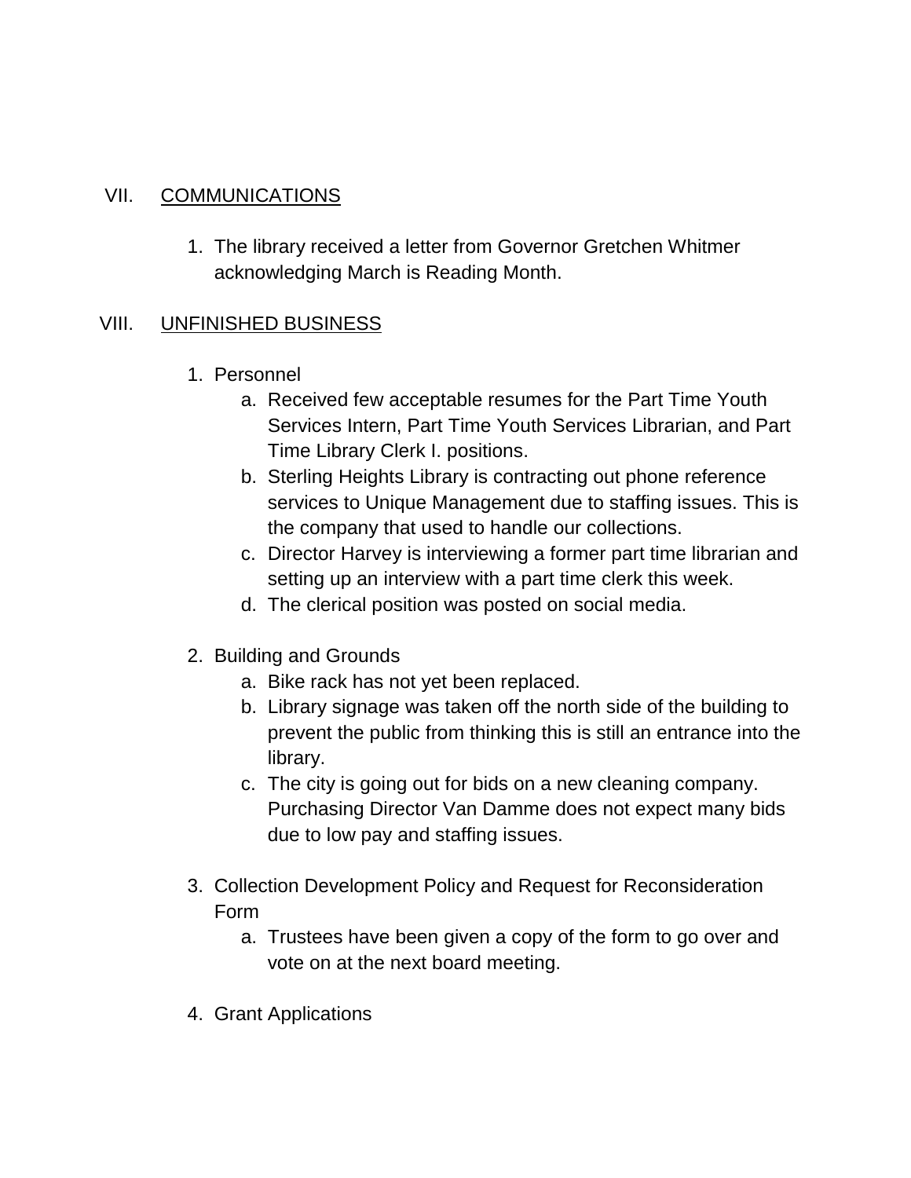## VII. COMMUNICATIONS

1. The library received a letter from Governor Gretchen Whitmer acknowledging March is Reading Month.

## VIII. UNFINISHED BUSINESS

1. Personnel
   a. Received few acceptable resumes for the Part Time Youth Services Intern, Part Time Youth Services Librarian, and Part Time Library Clerk I. positions.
   b. Sterling Heights Library is contracting out phone reference services to Unique Management due to staffing issues. This is the company that used to handle our collections.
   c. Director Harvey is interviewing a former part time librarian and setting up an interview with a part time clerk this week.
   d. The clerical position was posted on social media.

2. Building and Grounds
   a. Bike rack has not yet been replaced.
   b. Library signage was taken off the north side of the building to prevent the public from thinking this is still an entrance into the library.
   c. The city is going out for bids on a new cleaning company. Purchasing Director Van Damme does not expect many bids due to low pay and staffing issues.

3. Collection Development Policy and Request for Reconsideration Form
   a. Trustees have been given a copy of the form to go over and vote on at the next board meeting.

4. Grant Applications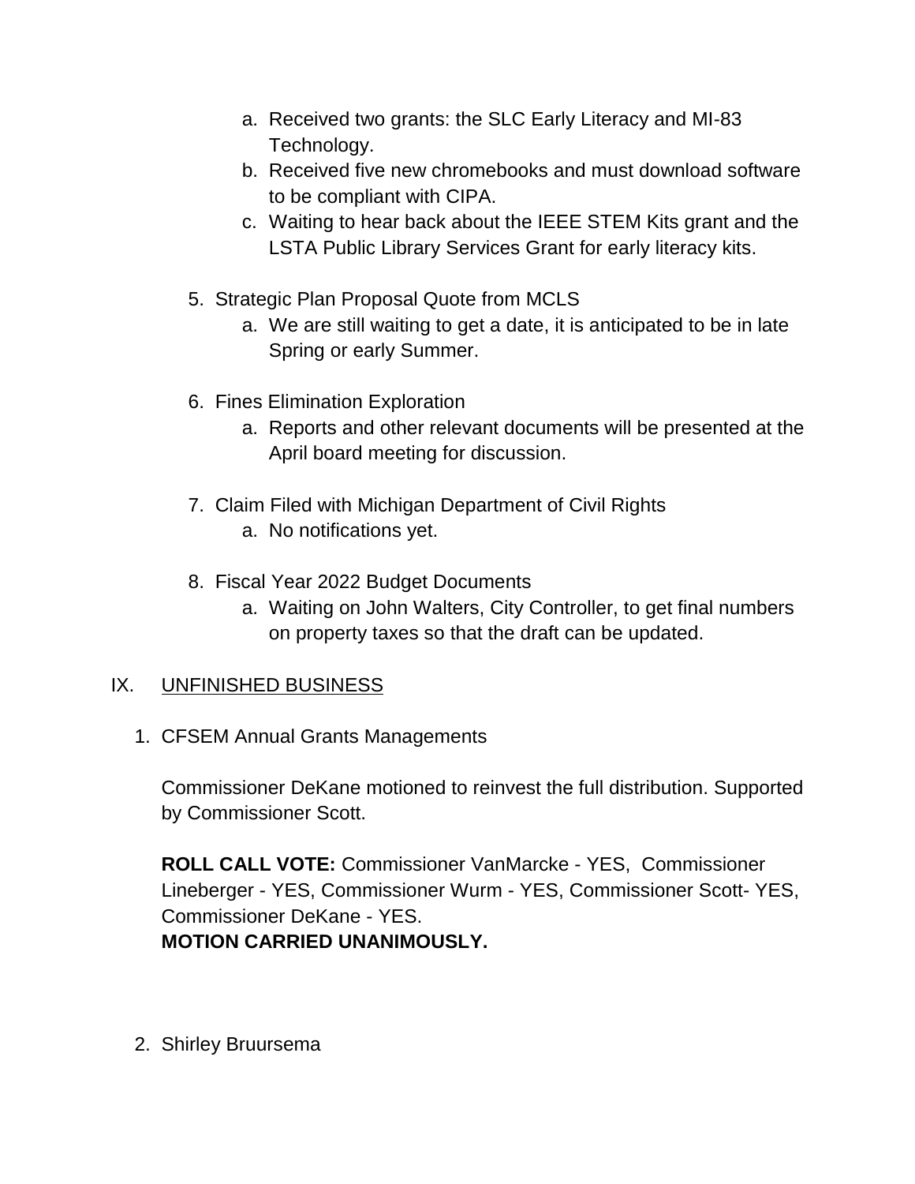a. Received two grants: the SLC Early Literacy and MI-83 Technology.
b. Received five new chromebooks and must download software to be compliant with CIPA.
c. Waiting to hear back about the IEEE STEM Kits grant and the LSTA Public Library Services Grant for early literacy kits.

5. Strategic Plan Proposal Quote from MCLS
   a. We are still waiting to get a date, it is anticipated to be in late Spring or early Summer.

6. Fines Elimination Exploration
   a. Reports and other relevant documents will be presented at the April board meeting for discussion.

7. Claim Filed with Michigan Department of Civil Rights
   a. No notifications yet.

8. Fiscal Year 2022 Budget Documents
   a. Waiting on John Walters, City Controller, to get final numbers on property taxes so that the draft can be updated.

IX. UNFINISHED BUSINESS

1. CFSEM Annual Grants Managements

   Commissioner DeKane motioned to reinvest the full distribution. Supported by Commissioner Scott.

   **ROLL CALL VOTE:** Commissioner VanMarcke - YES, Commissioner Lineberger - YES, Commissioner Wurm - YES, Commissioner Scott- YES, Commissioner DeKane - YES.
   **MOTION CARRIED UNANIMOUSLY.**

2. Shirley Bruursema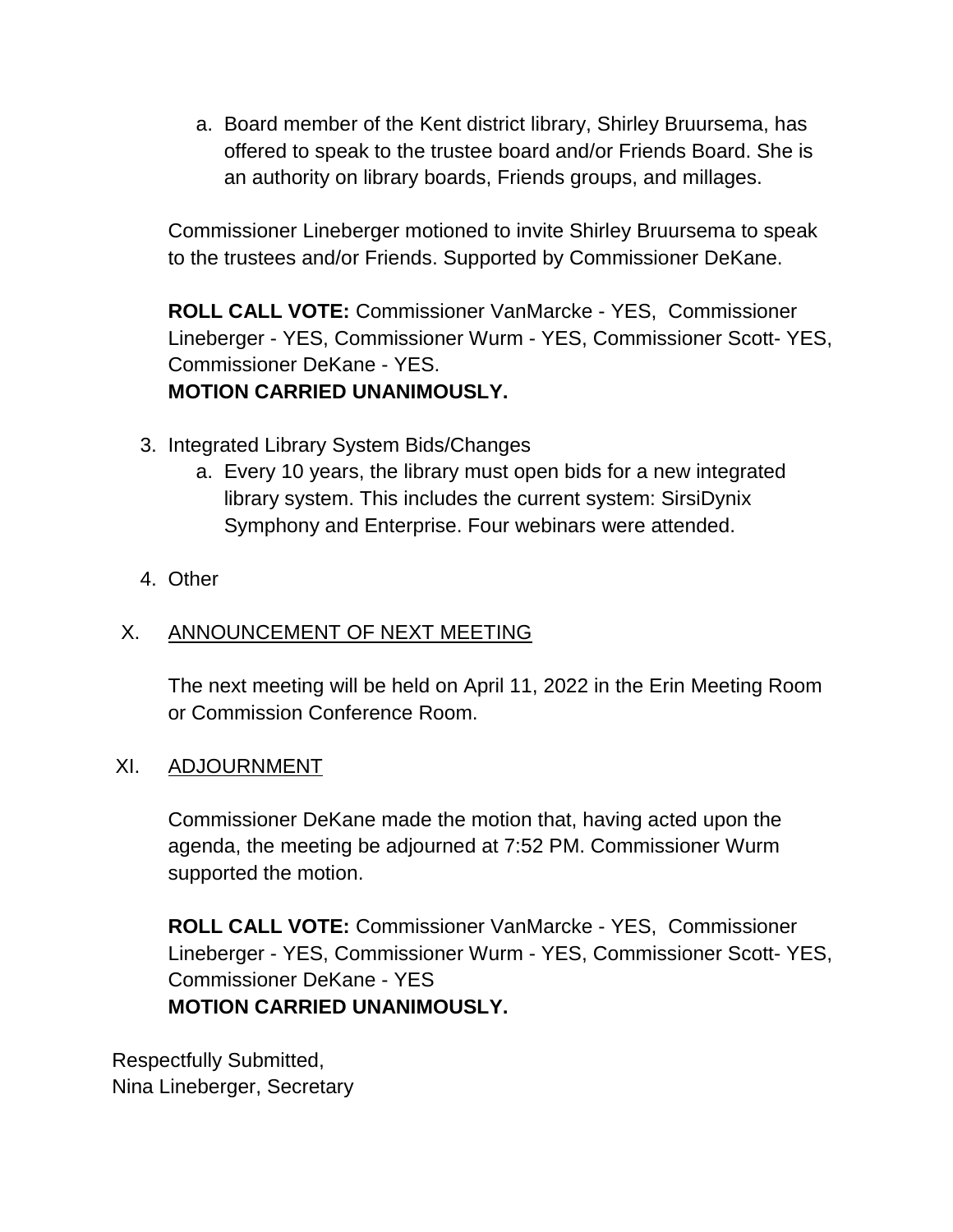a. Board member of the Kent district library, Shirley Bruursema, has offered to speak to the trustee board and/or Friends Board. She is an authority on library boards, Friends groups, and millages.

Commissioner Lineberger motioned to invite Shirley Bruursema to speak to the trustees and/or Friends. Supported by Commissioner DeKane.

**ROLL CALL VOTE:** Commissioner VanMarcke - YES, Commissioner Lineberger - YES, Commissioner Wurm - YES, Commissioner Scott- YES, Commissioner DeKane - YES.
**MOTION CARRIED UNANIMOUSLY.**

3. Integrated Library System Bids/Changes
   a. Every 10 years, the library must open bids for a new integrated library system. This includes the current system: SirsiDynix Symphony and Enterprise. Four webinars were attended.

4. Other

## X. ANNOUNCEMENT OF NEXT MEETING

The next meeting will be held on April 11, 2022 in the Erin Meeting Room or Commission Conference Room.

## XI. ADJOURNMENT

Commissioner DeKane made the motion that, having acted upon the agenda, the meeting be adjourned at 7:52 PM. Commissioner Wurm supported the motion.

**ROLL CALL VOTE:** Commissioner VanMarcke - YES, Commissioner Lineberger - YES, Commissioner Wurm - YES, Commissioner Scott- YES, Commissioner DeKane - YES
**MOTION CARRIED UNANIMOUSLY.**

Respectfully Submitted,
Nina Lineberger, Secretary